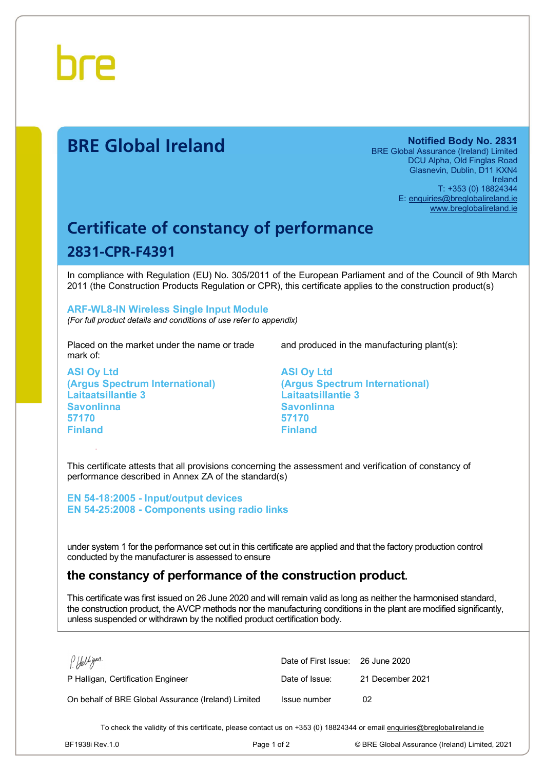bre

# BRE Global Ireland

**Notified Body No. 2831**
BRE Global Assurance (Ireland) Limited
DCU Alpha, Old Finglas Road
Glasnevin, Dublin, D11 KXN4
Ireland
T: +353 (0) 18824344
E: enquiries@breglobalireland.ie
www.breglobalireland.ie

## Certificate of constancy of performance

### 2831-CPR-F4391

In compliance with Regulation (EU) No. 305/2011 of the European Parliament and of the Council of 9th March 2011 (the Construction Products Regulation or CPR), this certificate applies to the construction product(s)

**ARF-WL8-IN Wireless Single Input Module**
*(For full product details and conditions of use refer to appendix)*

Placed on the market under the name or trade mark of:

**ASI Oy Ltd**
**(Argus Spectrum International)**
**Laitaatsillantie 3**
**Savonlinna**
**57170**
**Finland**

and produced in the manufacturing plant(s):

**ASI Oy Ltd**
**(Argus Spectrum International)**
**Laitaatsillantie 3**
**Savonlinna**
**57170**
**Finland**

This certificate attests that all provisions concerning the assessment and verification of constancy of performance described in Annex ZA of the standard(s)

**EN 54-18:2005 - Input/output devices**
**EN 54-25:2008 - Components using radio links**

under system 1 for the performance set out in this certificate are applied and that the factory production control conducted by the manufacturer is assessed to ensure

**the constancy of performance of the construction product.**

This certificate was first issued on 26 June 2020 and will remain valid as long as neither the harmonised standard, the construction product, the AVCP methods nor the manufacturing conditions in the plant are modified significantly, unless suspended or withdrawn by the notified product certification body.

P Halligan

P Halligan, Certification Engineer

On behalf of BRE Global Assurance (Ireland) Limited

| | |
|---|---|
| Date of First Issue: | 26 June 2020 |
| Date of Issue: | 21 December 2021 |
| Issue number | 02 |

To check the validity of this certificate, please contact us on +353 (0) 18824344 or email enquiries@breglobalireland.ie

BF1938i Rev.1.0 © BRE Global Assurance (Ireland) Limited, 2021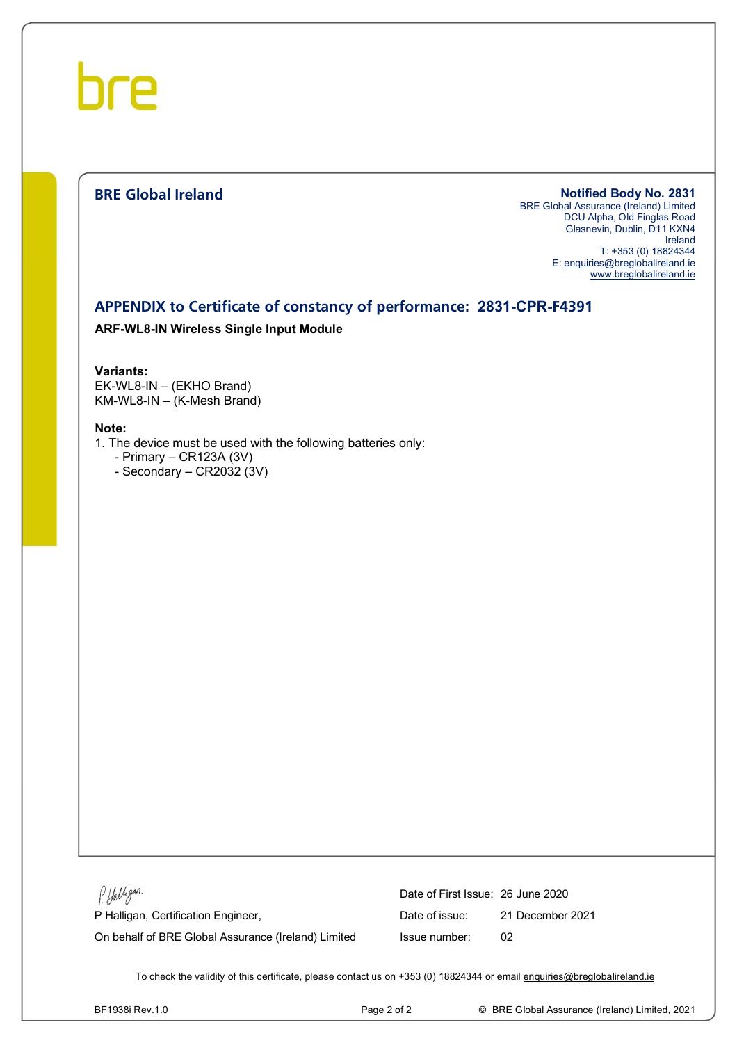bre

**BRE Global Ireland**

**Notified Body No. 2831**
BRE Global Assurance (Ireland) Limited
DCU Alpha, Old Finglas Road
Glasnevin, Dublin, D11 KXN4
Ireland
T: +353 (0) 18824344
E: enquiries@breglobalireland.ie
www.breglobalireland.ie

## APPENDIX to Certificate of constancy of performance: 2831-CPR-F4391

**ARF-WL8-IN Wireless Single Input Module**

**Variants:**
EK-WL8-IN – (EKHO Brand)
KM-WL8-IN – (K-Mesh Brand)

**Note:**
1. The device must be used with the following batteries only:
   - Primary – CR123A (3V)
   - Secondary – CR2032 (3V)

P Halligan

P Halligan, Certification Engineer,
On behalf of BRE Global Assurance (Ireland) Limited

Date of First Issue: 26 June 2020
Date of issue: 21 December 2021
Issue number: 02

To check the validity of this certificate, please contact us on +353 (0) 18824344 or email enquiries@breglobalireland.ie

BF1938i Rev.1.0 © BRE Global Assurance (Ireland) Limited, 2021